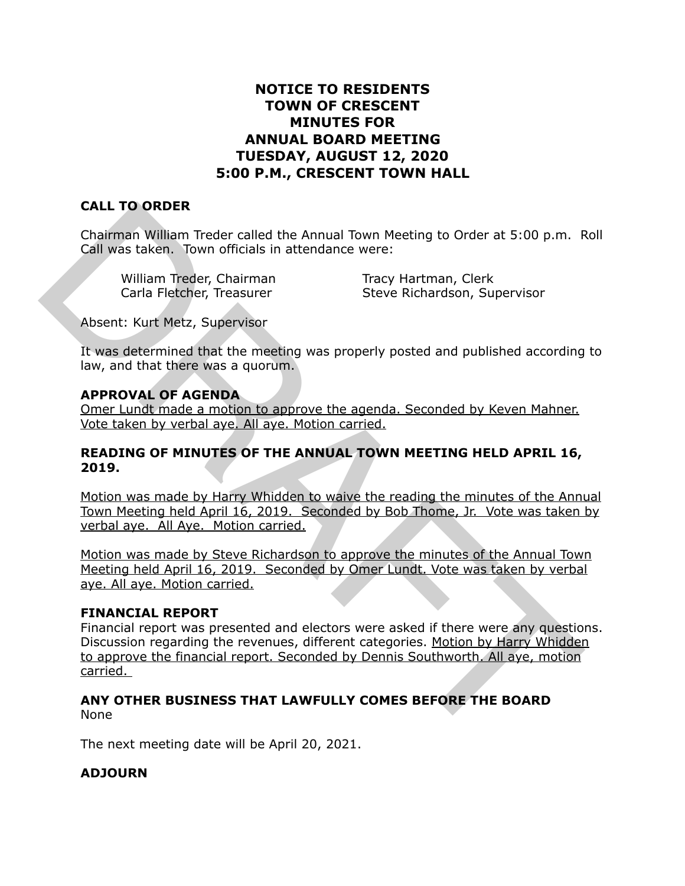# NOTICE TO RESIDENTS
# TOWN OF CRESCENT
# MINUTES FOR
# ANNUAL BOARD MEETING
# TUESDAY, AUGUST 12, 2020
# 5:00 P.M., CRESCENT TOWN HALL

## CALL TO ORDER

Chairman William Treder called the Annual Town Meeting to Order at 5:00 p.m. Roll Call was taken. Town officials in attendance were:

William Treder, Chairman
Tracy Hartman, Clerk
Carla Fletcher, Treasurer
Steve Richardson, Supervisor

Absent: Kurt Metz, Supervisor

It was determined that the meeting was properly posted and published according to law, and that there was a quorum.

## APPROVAL OF AGENDA

Omer Lundt made a motion to approve the agenda. Seconded by Keven Mahner. Vote taken by verbal aye. All aye. Motion carried.

## READING OF MINUTES OF THE ANNUAL TOWN MEETING HELD APRIL 16, 2019.

Motion was made by Harry Whidden to waive the reading the minutes of the Annual Town Meeting held April 16, 2019. Seconded by Bob Thome, Jr. Vote was taken by verbal aye. All Aye. Motion carried.

Motion was made by Steve Richardson to approve the minutes of the Annual Town Meeting held April 16, 2019. Seconded by Omer Lundt. Vote was taken by verbal aye. All aye. Motion carried.

## FINANCIAL REPORT

Financial report was presented and electors were asked if there were any questions. Discussion regarding the revenues, different categories. Motion by Harry Whidden to approve the financial report. Seconded by Dennis Southworth. All aye, motion carried.

## ANY OTHER BUSINESS THAT LAWFULLY COMES BEFORE THE BOARD

None

The next meeting date will be April 20, 2021.

## ADJOURN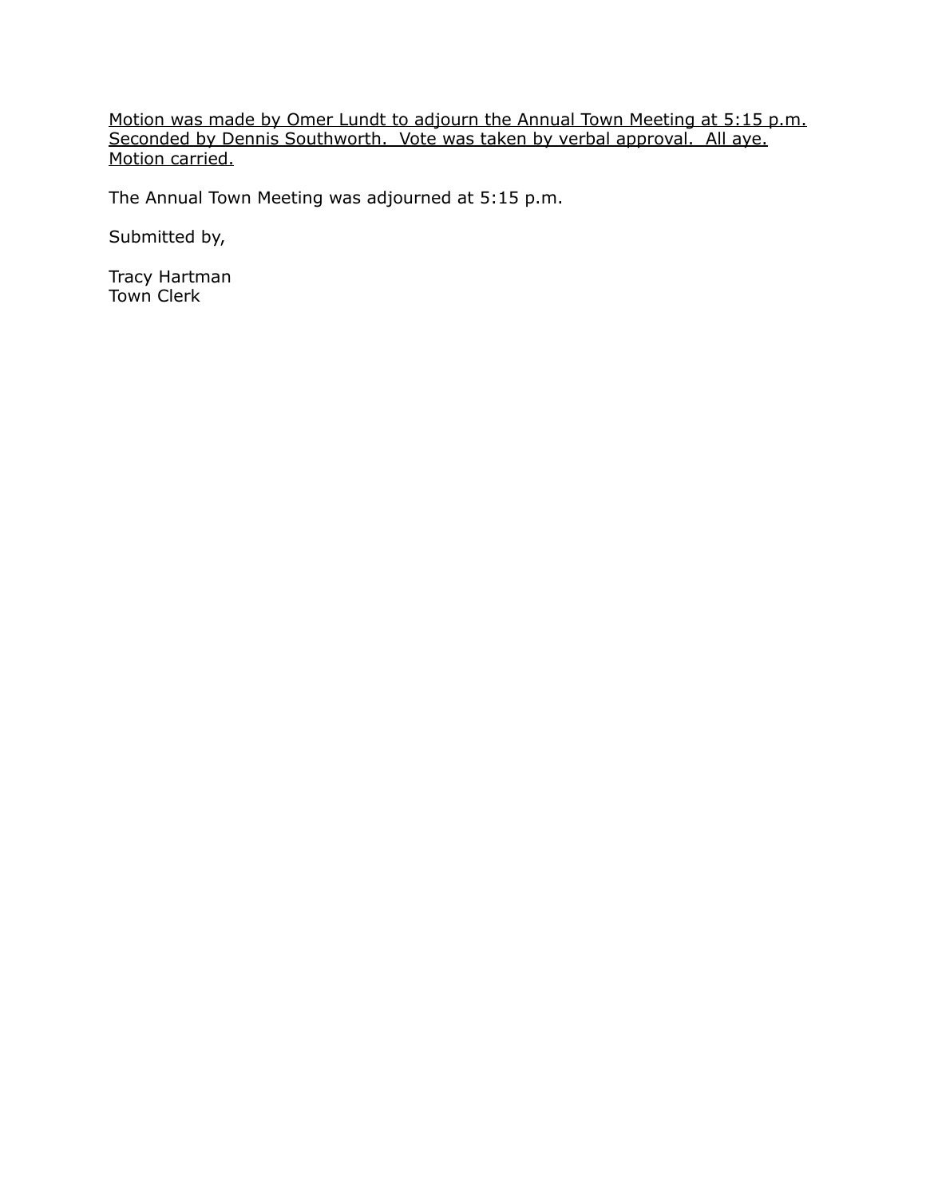<u>Motion was made by Omer Lundt to adjourn the Annual Town Meeting at 5:15 p.m. Seconded by Dennis Southworth.  Vote was taken by verbal approval.  All aye. Motion carried.</u>

The Annual Town Meeting was adjourned at 5:15 p.m.

Submitted by,

Tracy Hartman
Town Clerk